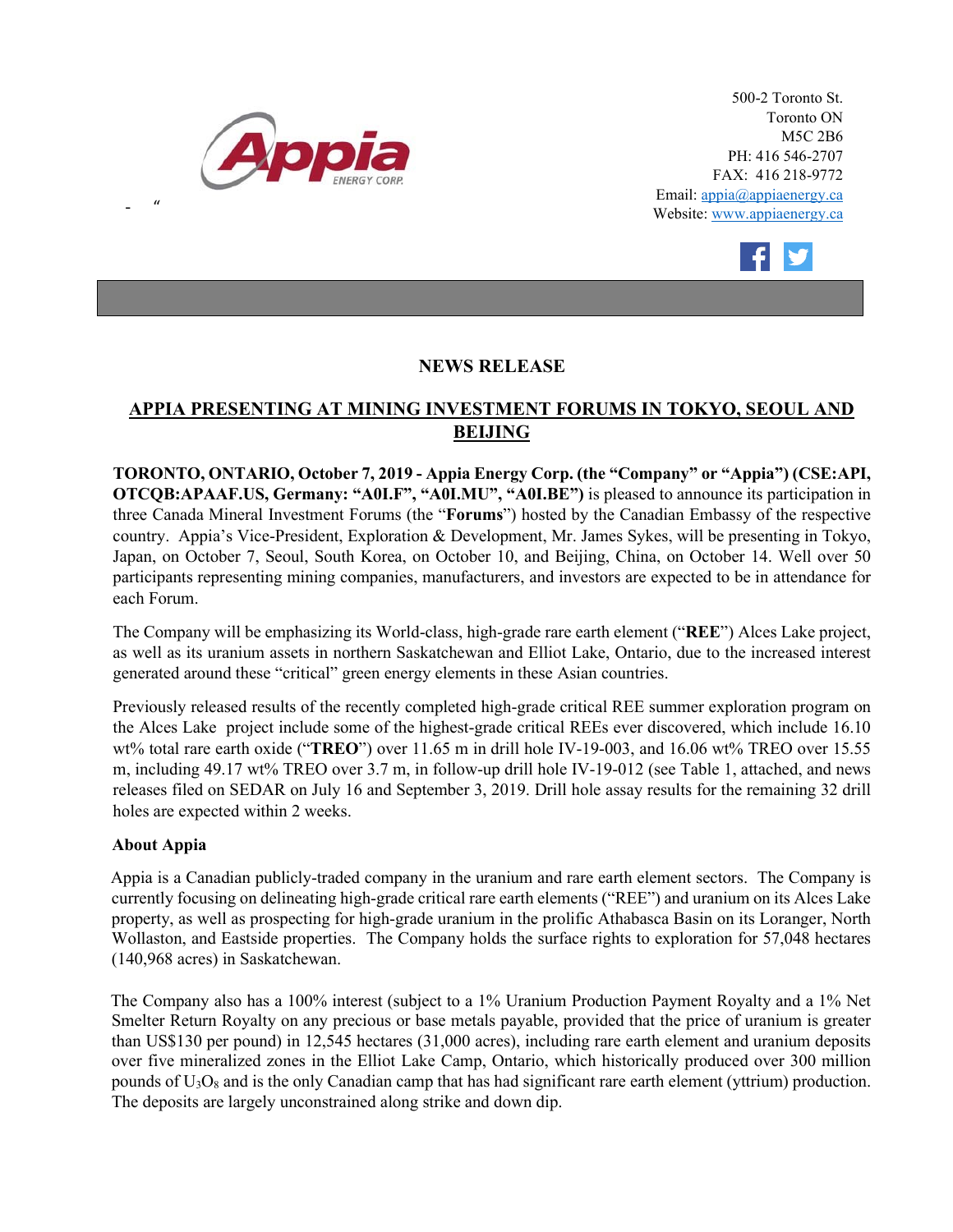500-2 Toronto St.
Toronto ON
M5C 2B6
PH: 416 546-2707
FAX: 416 218-9772
Email: appia@appiaenergy.ca
Website: www.appiaenergy.ca

# NEWS RELEASE

## APPIA PRESENTING AT MINING INVESTMENT FORUMS IN TOKYO, SEOUL AND BEIJING

**TORONTO, ONTARIO, October 7, 2019 - Appia Energy Corp. (the "Company" or "Appia") (CSE:API, OTCQB:APAAF.US, Germany: "A0I.F", "A0I.MU", "A0I.BE")** is pleased to announce its participation in three Canada Mineral Investment Forums (the "**Forums**") hosted by the Canadian Embassy of the respective country. Appia's Vice-President, Exploration & Development, Mr. James Sykes, will be presenting in Tokyo, Japan, on October 7, Seoul, South Korea, on October 10, and Beijing, China, on October 14. Well over 50 participants representing mining companies, manufacturers, and investors are expected to be in attendance for each Forum.

The Company will be emphasizing its World-class, high-grade rare earth element ("**REE**") Alces Lake project, as well as its uranium assets in northern Saskatchewan and Elliot Lake, Ontario, due to the increased interest generated around these "critical" green energy elements in these Asian countries.

Previously released results of the recently completed high-grade critical REE summer exploration program on the Alces Lake project include some of the highest-grade critical REEs ever discovered, which include 16.10 wt% total rare earth oxide ("**TREO**") over 11.65 m in drill hole IV-19-003, and 16.06 wt% TREO over 15.55 m, including 49.17 wt% TREO over 3.7 m, in follow-up drill hole IV-19-012 (see Table 1, attached, and news releases filed on SEDAR on July 16 and September 3, 2019. Drill hole assay results for the remaining 32 drill holes are expected within 2 weeks.

**About Appia**

Appia is a Canadian publicly-traded company in the uranium and rare earth element sectors. The Company is currently focusing on delineating high-grade critical rare earth elements ("REE") and uranium on its Alces Lake property, as well as prospecting for high-grade uranium in the prolific Athabasca Basin on its Loranger, North Wollaston, and Eastside properties. The Company holds the surface rights to exploration for 57,048 hectares (140,968 acres) in Saskatchewan.

The Company also has a 100% interest (subject to a 1% Uranium Production Payment Royalty and a 1% Net Smelter Return Royalty on any precious or base metals payable, provided that the price of uranium is greater than US$130 per pound) in 12,545 hectares (31,000 acres), including rare earth element and uranium deposits over five mineralized zones in the Elliot Lake Camp, Ontario, which historically produced over 300 million pounds of $U_3O_8$ and is the only Canadian camp that has had significant rare earth element (yttrium) production. The deposits are largely unconstrained along strike and down dip.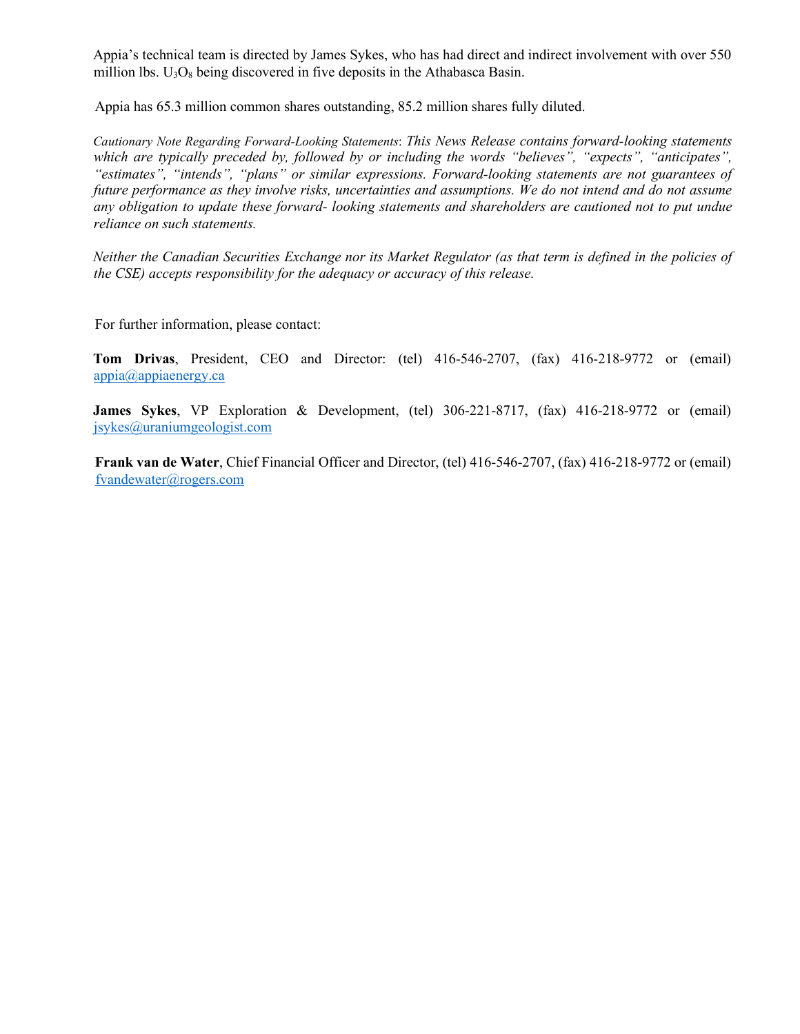Appia's technical team is directed by James Sykes, who has had direct and indirect involvement with over 550 million lbs. $U_3O_8$ being discovered in five deposits in the Athabasca Basin.

Appia has 65.3 million common shares outstanding, 85.2 million shares fully diluted.

*Cautionary Note Regarding Forward-Looking Statements: This News Release contains forward-looking statements which are typically preceded by, followed by or including the words "believes", "expects", "anticipates", "estimates", "intends", "plans" or similar expressions. Forward-looking statements are not guarantees of future performance as they involve risks, uncertainties and assumptions. We do not intend and do not assume any obligation to update these forward- looking statements and shareholders are cautioned not to put undue reliance on such statements.*

*Neither the Canadian Securities Exchange nor its Market Regulator (as that term is defined in the policies of the CSE) accepts responsibility for the adequacy or accuracy of this release.*

For further information, please contact:

**Tom Drivas**, President, CEO and Director: (tel) 416-546-2707, (fax) 416-218-9772 or (email) appia@appiaenergy.ca

**James Sykes**, VP Exploration & Development, (tel) 306-221-8717, (fax) 416-218-9772 or (email) jsykes@uraniumgeologist.com

**Frank van de Water**, Chief Financial Officer and Director, (tel) 416-546-2707, (fax) 416-218-9772 or (email) fvandewater@rogers.com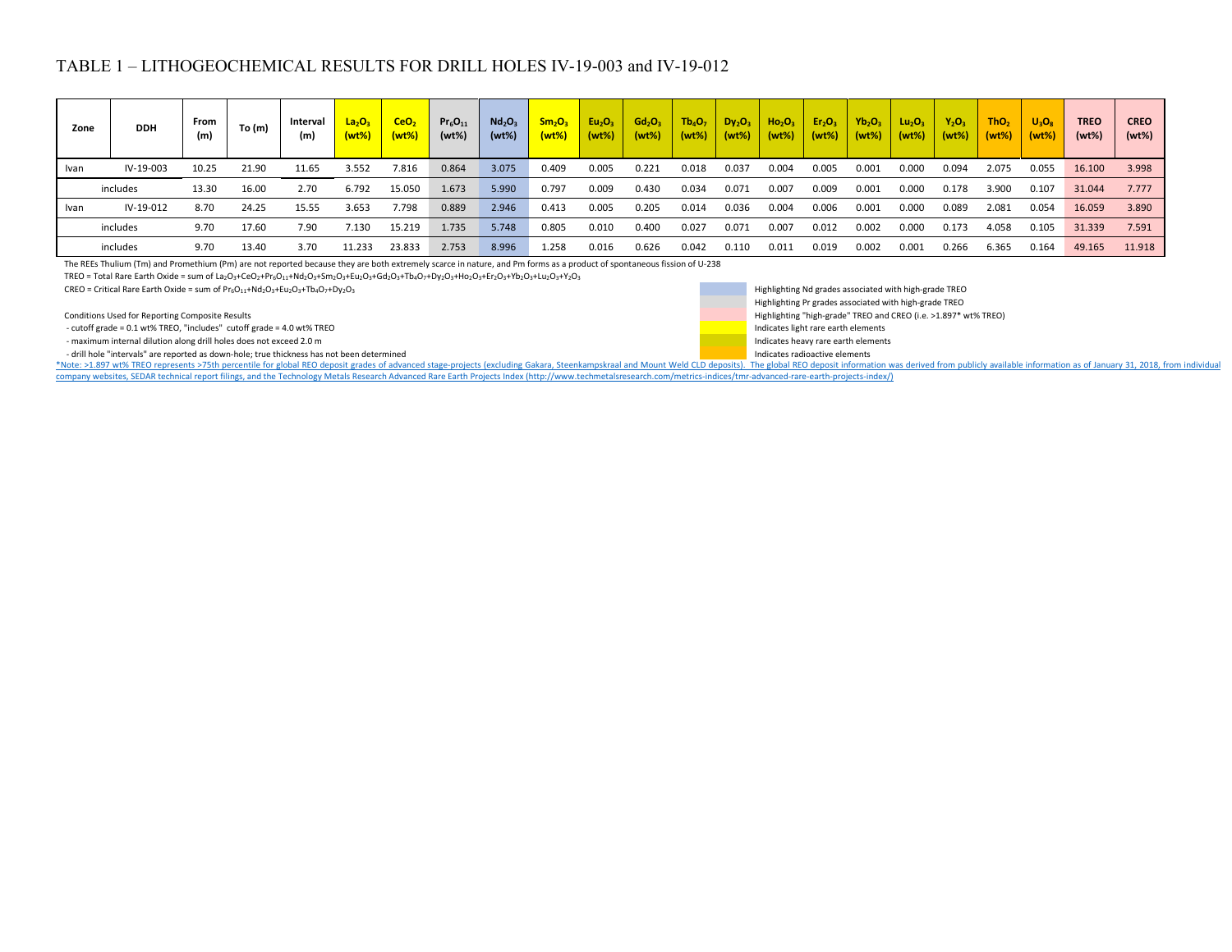# TABLE 1 – LITHOGEOCHEMICAL RESULTS FOR DRILL HOLES IV-19-003 and IV-19-012

| Zone | DDH | From (m) | To (m) | Interval (m) | $La_2O_3$ (wt%) | $CeO_2$ (wt%) | $Pr_6O_{11}$ (wt%) | $Nd_2O_3$ (wt%) | $Sm_2O_3$ (wt%) | $Eu_2O_3$ (wt%) | $Gd_2O_3$ (wt%) | $Tb_4O_7$ (wt%) | $Dy_2O_3$ (wt%) | $Ho_2O_3$ (wt%) | $Er_2O_3$ (wt%) | $Yb_2O_3$ (wt%) | $Lu_2O_3$ (wt%) | $Y_2O_3$ (wt%) | $ThO_2$ (wt%) | $U_3O_8$ (wt%) | TREO (wt%) | CREO (wt%) |
|---|---|---|---|---|---|---|---|---|---|---|---|---|---|---|---|---|---|---|---|---|---|---|
| Ivan | IV-19-003 | 10.25 | 21.90 | 11.65 | 3.552 | 7.816 | 0.864 | 3.075 | 0.409 | 0.005 | 0.221 | 0.018 | 0.037 | 0.004 | 0.005 | 0.001 | 0.000 | 0.094 | 2.075 | 0.055 | 16.100 | 3.998 |
| | includes | 13.30 | 16.00 | 2.70 | 6.792 | 15.050 | 1.673 | 5.990 | 0.797 | 0.009 | 0.430 | 0.034 | 0.071 | 0.007 | 0.009 | 0.001 | 0.000 | 0.178 | 3.900 | 0.107 | 31.044 | 7.777 |
| Ivan | IV-19-012 | 8.70 | 24.25 | 15.55 | 3.653 | 7.798 | 0.889 | 2.946 | 0.413 | 0.005 | 0.205 | 0.014 | 0.036 | 0.004 | 0.006 | 0.001 | 0.000 | 0.089 | 2.081 | 0.054 | 16.059 | 3.890 |
| | includes | 9.70 | 17.60 | 7.90 | 7.130 | 15.219 | 1.735 | 5.748 | 0.805 | 0.010 | 0.400 | 0.027 | 0.071 | 0.007 | 0.012 | 0.002 | 0.000 | 0.173 | 4.058 | 0.105 | 31.339 | 7.591 |
| | includes | 9.70 | 13.40 | 3.70 | 11.233 | 23.833 | 2.753 | 8.996 | 1.258 | 0.016 | 0.626 | 0.042 | 0.110 | 0.011 | 0.019 | 0.002 | 0.001 | 0.266 | 6.365 | 0.164 | 49.165 | 11.918 |

The REEs Thulium (Tm) and Promethium (Pm) are not reported because they are both extremely scarce in nature, and Pm forms as a product of spontaneous fission of U-238

TREO = Total Rare Earth Oxide = sum of $La_2O_3$+$CeO_2$+$Pr_6O_{11}$+$Nd_2O_3$+$Sm_2O_3$+$Eu_2O_3$+$Gd_2O_3$+$Tb_4O_7$+$Dy_2O_3$+$Ho_2O_3$+$Er_2O_3$+$Yb_2O_3$+$Lu_2O_3$+$Y_2O_3$

CREO = Critical Rare Earth Oxide = sum of $Pr_6O_{11}$+$Nd_2O_3$+$Eu_2O_3$+$Tb_4O_7$+$Dy_2O_3$

Conditions Used for Reporting Composite Results

- cutoff grade = 0.1 wt% TREO, "includes" cutoff grade = 4.0 wt% TREO
- maximum internal dilution along drill holes does not exceed 2.0 m
- drill hole "intervals" are reported as down-hole; true thickness has not been determined

Highlighting Nd grades associated with high-grade TREO

Highlighting Pr grades associated with high-grade TREO

Highlighting "high-grade" TREO and CREO (i.e. >1.897* wt% TREO)

Indicates light rare earth elements

Indicates heavy rare earth elements

Indicates radioactive elements

*Note: >1.897 wt% TREO represents >75th percentile for global REO deposit grades of advanced stage-projects (excluding Gakara, Steenkampskraal and Mount Weld CLD deposits). The global REO deposit information was derived from publicly available information as of January 31, 2018, from individual company websites, SEDAR technical report filings, and the Technology Metals Research Advanced Rare Earth Projects Index (http://www.techmetalsresearch.com/metrics-indices/tmr-advanced-rare-earth-projects-index/)